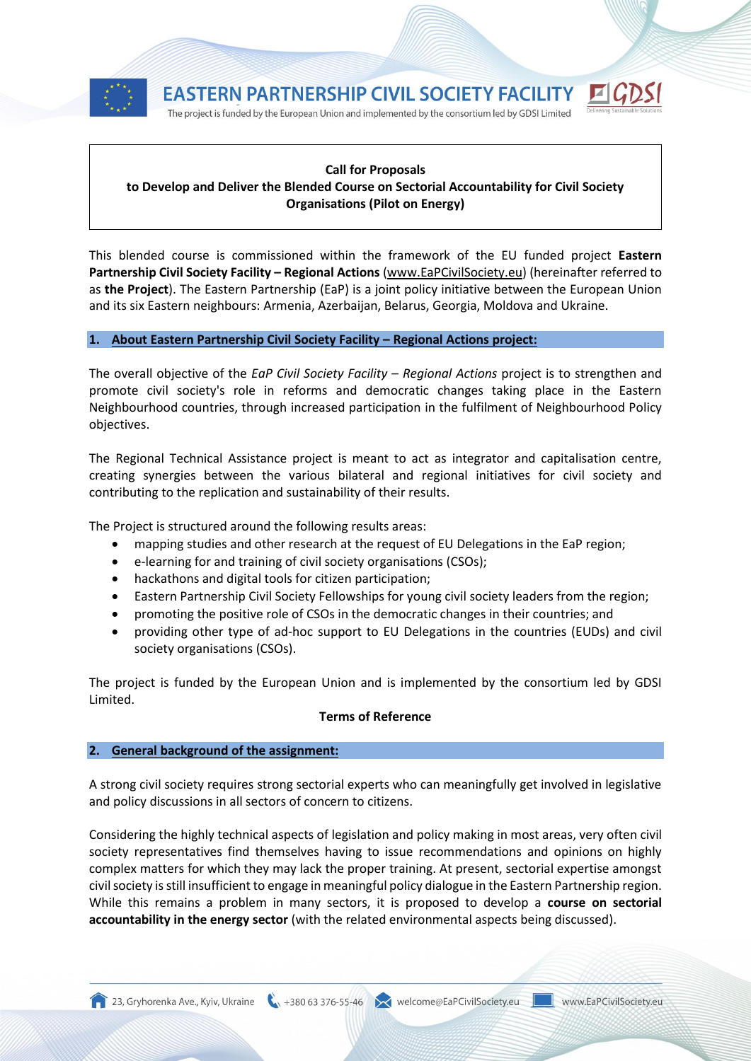**Call for Proposals**
**to Develop and Deliver the Blended Course on Sectorial Accountability for Civil Society Organisations (Pilot on Energy)**

This blended course is commissioned within the framework of the EU funded project **Eastern Partnership Civil Society Facility – Regional Actions** (www.EaPCivilSociety.eu) (hereinafter referred to as **the Project**). The Eastern Partnership (EaP) is a joint policy initiative between the European Union and its six Eastern neighbours: Armenia, Azerbaijan, Belarus, Georgia, Moldova and Ukraine.

## 1. About Eastern Partnership Civil Society Facility – Regional Actions project:

The overall objective of the *EaP Civil Society Facility – Regional Actions* project is to strengthen and promote civil society's role in reforms and democratic changes taking place in the Eastern Neighbourhood countries, through increased participation in the fulfilment of Neighbourhood Policy objectives.

The Regional Technical Assistance project is meant to act as integrator and capitalisation centre, creating synergies between the various bilateral and regional initiatives for civil society and contributing to the replication and sustainability of their results.

The Project is structured around the following results areas:

- mapping studies and other research at the request of EU Delegations in the EaP region;
- e-learning for and training of civil society organisations (CSOs);
- hackathons and digital tools for citizen participation;
- Eastern Partnership Civil Society Fellowships for young civil society leaders from the region;
- promoting the positive role of CSOs in the democratic changes in their countries; and
- providing other type of ad-hoc support to EU Delegations in the countries (EUDs) and civil society organisations (CSOs).

The project is funded by the European Union and is implemented by the consortium led by GDSI Limited.

**Terms of Reference**

## 2. General background of the assignment:

A strong civil society requires strong sectorial experts who can meaningfully get involved in legislative and policy discussions in all sectors of concern to citizens.

Considering the highly technical aspects of legislation and policy making in most areas, very often civil society representatives find themselves having to issue recommendations and opinions on highly complex matters for which they may lack the proper training. At present, sectorial expertise amongst civil society is still insufficient to engage in meaningful policy dialogue in the Eastern Partnership region. While this remains a problem in many sectors, it is proposed to develop a **course on sectorial accountability in the energy sector** (with the related environmental aspects being discussed).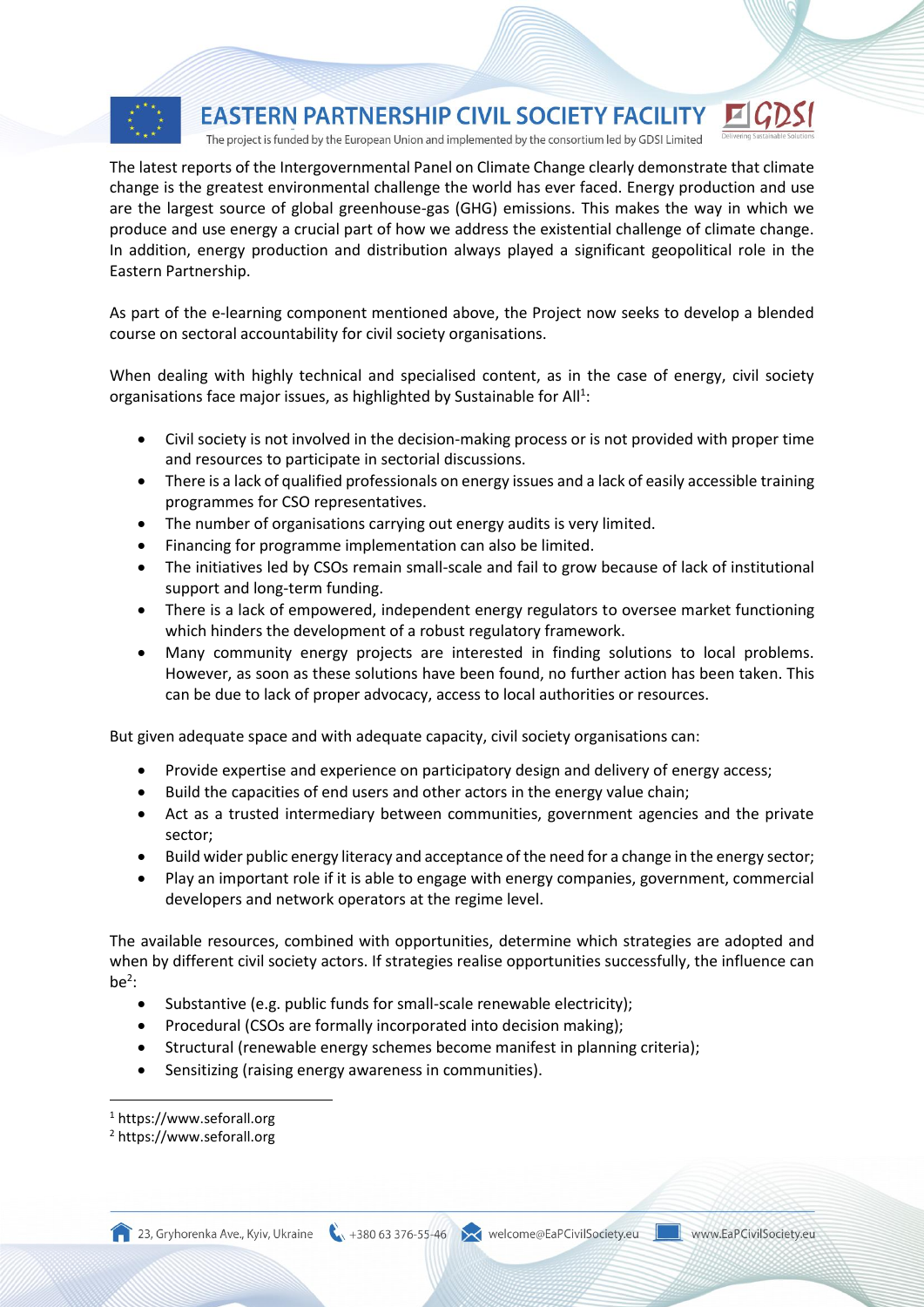The latest reports of the Intergovernmental Panel on Climate Change clearly demonstrate that climate change is the greatest environmental challenge the world has ever faced. Energy production and use are the largest source of global greenhouse-gas (GHG) emissions. This makes the way in which we produce and use energy a crucial part of how we address the existential challenge of climate change. In addition, energy production and distribution always played a significant geopolitical role in the Eastern Partnership.

As part of the e-learning component mentioned above, the Project now seeks to develop a blended course on sectoral accountability for civil society organisations.

When dealing with highly technical and specialised content, as in the case of energy, civil society organisations face major issues, as highlighted by Sustainable for All[1]:

- Civil society is not involved in the decision-making process or is not provided with proper time and resources to participate in sectorial discussions.
- There is a lack of qualified professionals on energy issues and a lack of easily accessible training programmes for CSO representatives.
- The number of organisations carrying out energy audits is very limited.
- Financing for programme implementation can also be limited.
- The initiatives led by CSOs remain small-scale and fail to grow because of lack of institutional support and long-term funding.
- There is a lack of empowered, independent energy regulators to oversee market functioning which hinders the development of a robust regulatory framework.
- Many community energy projects are interested in finding solutions to local problems. However, as soon as these solutions have been found, no further action has been taken. This can be due to lack of proper advocacy, access to local authorities or resources.

But given adequate space and with adequate capacity, civil society organisations can:

- Provide expertise and experience on participatory design and delivery of energy access;
- Build the capacities of end users and other actors in the energy value chain;
- Act as a trusted intermediary between communities, government agencies and the private sector;
- Build wider public energy literacy and acceptance of the need for a change in the energy sector;
- Play an important role if it is able to engage with energy companies, government, commercial developers and network operators at the regime level.

The available resources, combined with opportunities, determine which strategies are adopted and when by different civil society actors. If strategies realise opportunities successfully, the influence can be[2]:

- Substantive (e.g. public funds for small-scale renewable electricity);
- Procedural (CSOs are formally incorporated into decision making);
- Structural (renewable energy schemes become manifest in planning criteria);
- Sensitizing (raising energy awareness in communities).

[1] https://www.seforall.org

[2] https://www.seforall.org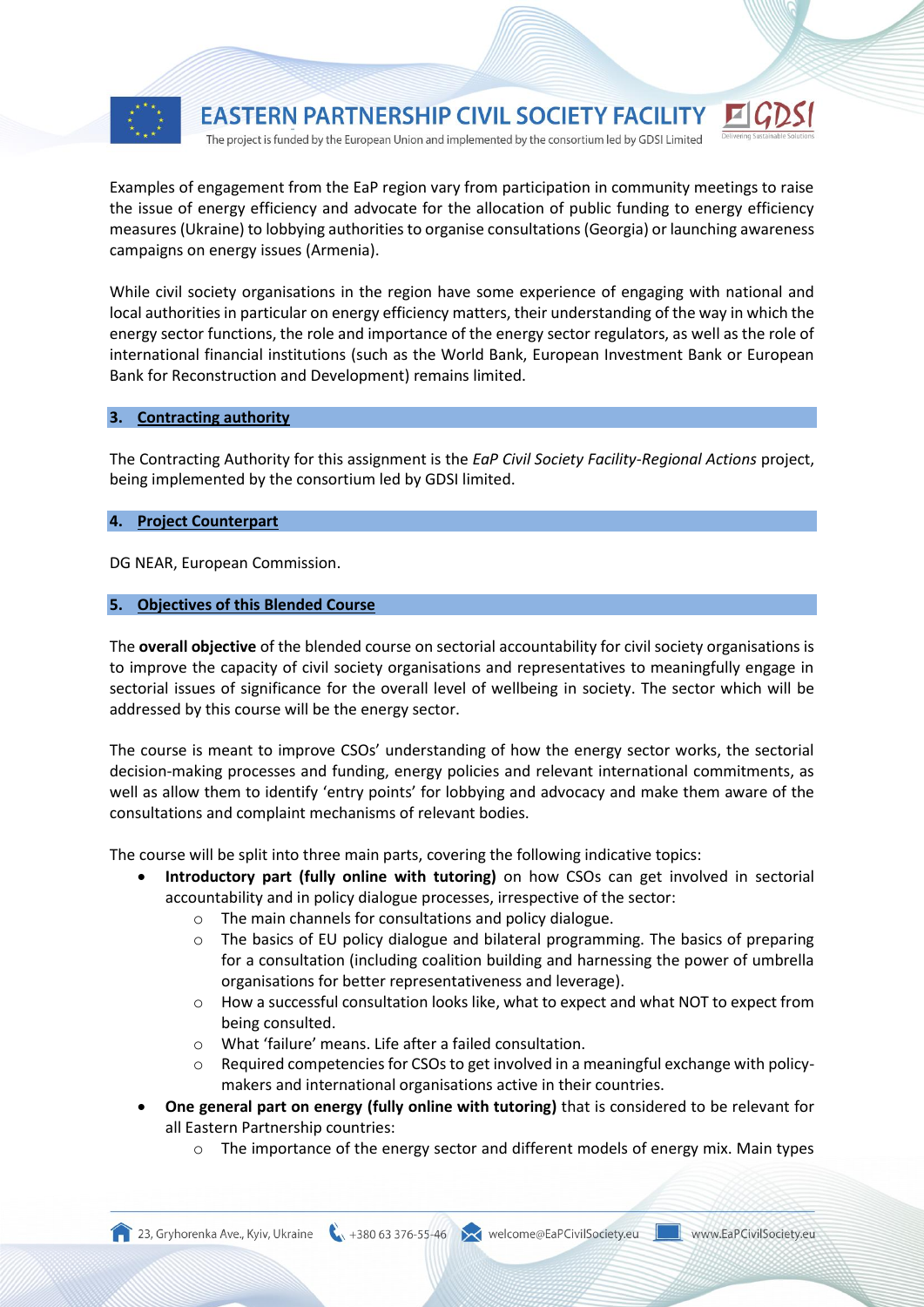Examples of engagement from the EaP region vary from participation in community meetings to raise the issue of energy efficiency and advocate for the allocation of public funding to energy efficiency measures (Ukraine) to lobbying authorities to organise consultations (Georgia) or launching awareness campaigns on energy issues (Armenia).

While civil society organisations in the region have some experience of engaging with national and local authorities in particular on energy efficiency matters, their understanding of the way in which the energy sector functions, the role and importance of the energy sector regulators, as well as the role of international financial institutions (such as the World Bank, European Investment Bank or European Bank for Reconstruction and Development) remains limited.

## 3. Contracting authority

The Contracting Authority for this assignment is the *EaP Civil Society Facility-Regional Actions* project, being implemented by the consortium led by GDSI limited.

## 4. Project Counterpart

DG NEAR, European Commission.

## 5. Objectives of this Blended Course

The **overall objective** of the blended course on sectorial accountability for civil society organisations is to improve the capacity of civil society organisations and representatives to meaningfully engage in sectorial issues of significance for the overall level of wellbeing in society. The sector which will be addressed by this course will be the energy sector.

The course is meant to improve CSOs' understanding of how the energy sector works, the sectorial decision-making processes and funding, energy policies and relevant international commitments, as well as allow them to identify 'entry points' for lobbying and advocacy and make them aware of the consultations and complaint mechanisms of relevant bodies.

The course will be split into three main parts, covering the following indicative topics:

- **Introductory part (fully online with tutoring)** on how CSOs can get involved in sectorial accountability and in policy dialogue processes, irrespective of the sector:
  - The main channels for consultations and policy dialogue.
  - The basics of EU policy dialogue and bilateral programming. The basics of preparing for a consultation (including coalition building and harnessing the power of umbrella organisations for better representativeness and leverage).
  - How a successful consultation looks like, what to expect and what NOT to expect from being consulted.
  - What 'failure' means. Life after a failed consultation.
  - Required competencies for CSOs to get involved in a meaningful exchange with policy-makers and international organisations active in their countries.
- **One general part on energy (fully online with tutoring)** that is considered to be relevant for all Eastern Partnership countries:
  - The importance of the energy sector and different models of energy mix. Main types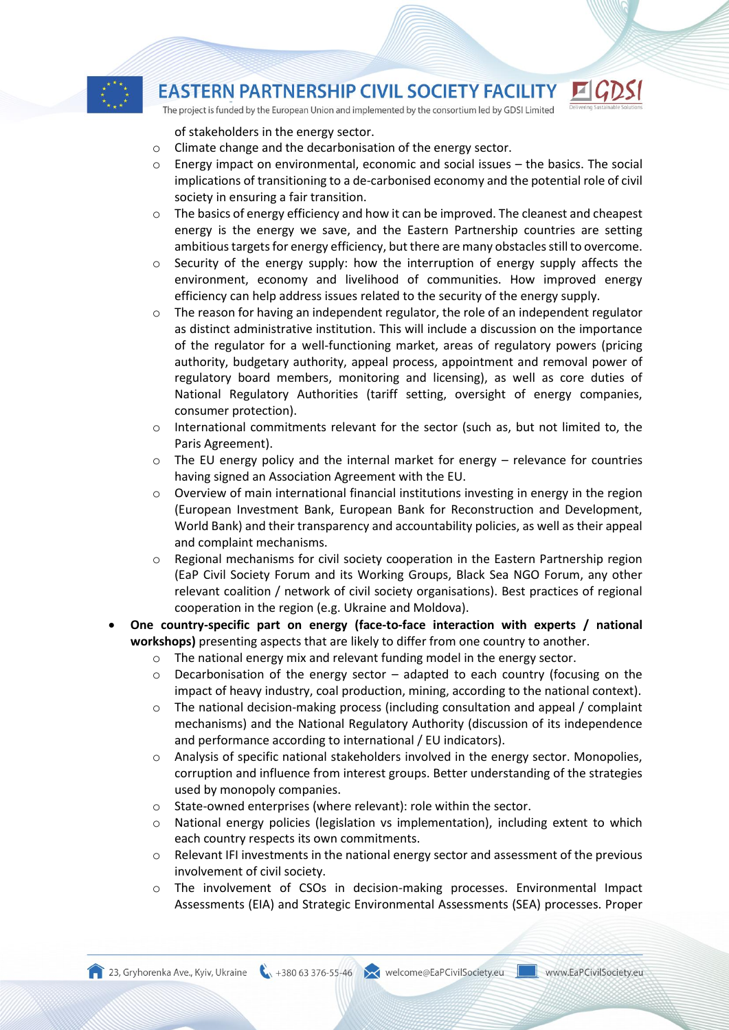of stakeholders in the energy sector.

  - Climate change and the decarbonisation of the energy sector.
  - Energy impact on environmental, economic and social issues – the basics. The social implications of transitioning to a de-carbonised economy and the potential role of civil society in ensuring a fair transition.
  - The basics of energy efficiency and how it can be improved. The cleanest and cheapest energy is the energy we save, and the Eastern Partnership countries are setting ambitious targets for energy efficiency, but there are many obstacles still to overcome.
  - Security of the energy supply: how the interruption of energy supply affects the environment, economy and livelihood of communities. How improved energy efficiency can help address issues related to the security of the energy supply.
  - The reason for having an independent regulator, the role of an independent regulator as distinct administrative institution. This will include a discussion on the importance of the regulator for a well-functioning market, areas of regulatory powers (pricing authority, budgetary authority, appeal process, appointment and removal power of regulatory board members, monitoring and licensing), as well as core duties of National Regulatory Authorities (tariff setting, oversight of energy companies, consumer protection).
  - International commitments relevant for the sector (such as, but not limited to, the Paris Agreement).
  - The EU energy policy and the internal market for energy – relevance for countries having signed an Association Agreement with the EU.
  - Overview of main international financial institutions investing in energy in the region (European Investment Bank, European Bank for Reconstruction and Development, World Bank) and their transparency and accountability policies, as well as their appeal and complaint mechanisms.
  - Regional mechanisms for civil society cooperation in the Eastern Partnership region (EaP Civil Society Forum and its Working Groups, Black Sea NGO Forum, any other relevant coalition / network of civil society organisations). Best practices of regional cooperation in the region (e.g. Ukraine and Moldova).

- **One country-specific part on energy (face-to-face interaction with experts / national workshops)** presenting aspects that are likely to differ from one country to another.
  - The national energy mix and relevant funding model in the energy sector.
  - Decarbonisation of the energy sector – adapted to each country (focusing on the impact of heavy industry, coal production, mining, according to the national context).
  - The national decision-making process (including consultation and appeal / complaint mechanisms) and the National Regulatory Authority (discussion of its independence and performance according to international / EU indicators).
  - Analysis of specific national stakeholders involved in the energy sector. Monopolies, corruption and influence from interest groups. Better understanding of the strategies used by monopoly companies.
  - State-owned enterprises (where relevant): role within the sector.
  - National energy policies (legislation vs implementation), including extent to which each country respects its own commitments.
  - Relevant IFI investments in the national energy sector and assessment of the previous involvement of civil society.
  - The involvement of CSOs in decision-making processes. Environmental Impact Assessments (EIA) and Strategic Environmental Assessments (SEA) processes. Proper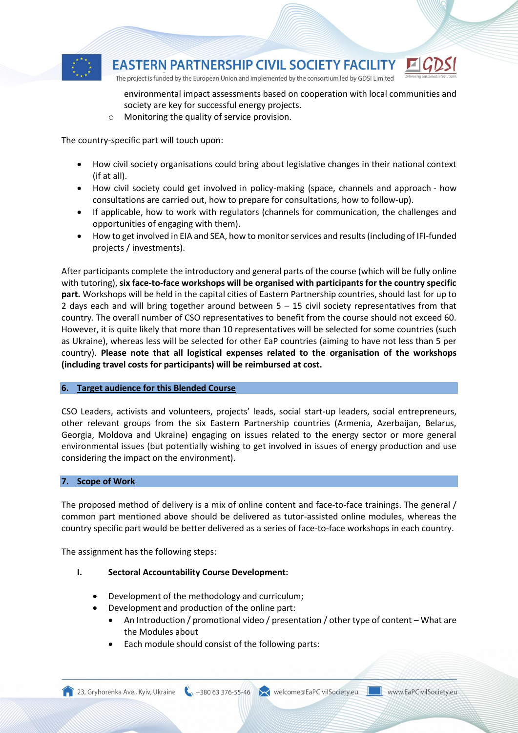environmental impact assessments based on cooperation with local communities and society are key for successful energy projects.
  - Monitoring the quality of service provision.

The country-specific part will touch upon:

- How civil society organisations could bring about legislative changes in their national context (if at all).
- How civil society could get involved in policy-making (space, channels and approach - how consultations are carried out, how to prepare for consultations, how to follow-up).
- If applicable, how to work with regulators (channels for communication, the challenges and opportunities of engaging with them).
- How to get involved in EIA and SEA, how to monitor services and results (including of IFI-funded projects / investments).

After participants complete the introductory and general parts of the course (which will be fully online with tutoring), **six face-to-face workshops will be organised with participants for the country specific part.** Workshops will be held in the capital cities of Eastern Partnership countries, should last for up to 2 days each and will bring together around between 5 – 15 civil society representatives from that country. The overall number of CSO representatives to benefit from the course should not exceed 60. However, it is quite likely that more than 10 representatives will be selected for some countries (such as Ukraine), whereas less will be selected for other EaP countries (aiming to have not less than 5 per country). **Please note that all logistical expenses related to the organisation of the workshops (including travel costs for participants) will be reimbursed at cost.**

## 6. Target audience for this Blended Course

CSO Leaders, activists and volunteers, projects' leads, social start-up leaders, social entrepreneurs, other relevant groups from the six Eastern Partnership countries (Armenia, Azerbaijan, Belarus, Georgia, Moldova and Ukraine) engaging on issues related to the energy sector or more general environmental issues (but potentially wishing to get involved in issues of energy production and use considering the impact on the environment).

## 7. Scope of Work

The proposed method of delivery is a mix of online content and face-to-face trainings. The general / common part mentioned above should be delivered as tutor-assisted online modules, whereas the country specific part would be better delivered as a series of face-to-face workshops in each country.

The assignment has the following steps:

**I. Sectoral Accountability Course Development:**

- Development of the methodology and curriculum;
- Development and production of the online part:
  - An Introduction / promotional video / presentation / other type of content – What are the Modules about
  - Each module should consist of the following parts: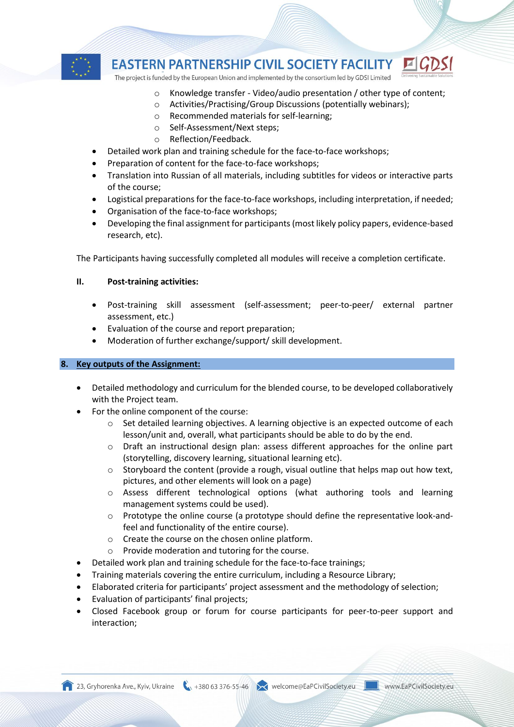- Knowledge transfer - Video/audio presentation / other type of content;
    - Activities/Practising/Group Discussions (potentially webinars);
    - Recommended materials for self-learning;
    - Self-Assessment/Next steps;
    - Reflection/Feedback.
- Detailed work plan and training schedule for the face-to-face workshops;
- Preparation of content for the face-to-face workshops;
- Translation into Russian of all materials, including subtitles for videos or interactive parts of the course;
- Logistical preparations for the face-to-face workshops, including interpretation, if needed;
- Organisation of the face-to-face workshops;
- Developing the final assignment for participants (most likely policy papers, evidence-based research, etc).

The Participants having successfully completed all modules will receive a completion certificate.

**II. Post-training activities:**

- Post-training skill assessment (self-assessment; peer-to-peer/ external partner assessment, etc.)
- Evaluation of the course and report preparation;
- Moderation of further exchange/support/ skill development.

## 8. Key outputs of the Assignment:

- Detailed methodology and curriculum for the blended course, to be developed collaboratively with the Project team.
- For the online component of the course:
    - Set detailed learning objectives. A learning objective is an expected outcome of each lesson/unit and, overall, what participants should be able to do by the end.
    - Draft an instructional design plan: assess different approaches for the online part (storytelling, discovery learning, situational learning etc).
    - Storyboard the content (provide a rough, visual outline that helps map out how text, pictures, and other elements will look on a page)
    - Assess different technological options (what authoring tools and learning management systems could be used).
    - Prototype the online course (a prototype should define the representative look-and-feel and functionality of the entire course).
    - Create the course on the chosen online platform.
    - Provide moderation and tutoring for the course.
- Detailed work plan and training schedule for the face-to-face trainings;
- Training materials covering the entire curriculum, including a Resource Library;
- Elaborated criteria for participants' project assessment and the methodology of selection;
- Evaluation of participants' final projects;
- Closed Facebook group or forum for course participants for peer-to-peer support and interaction;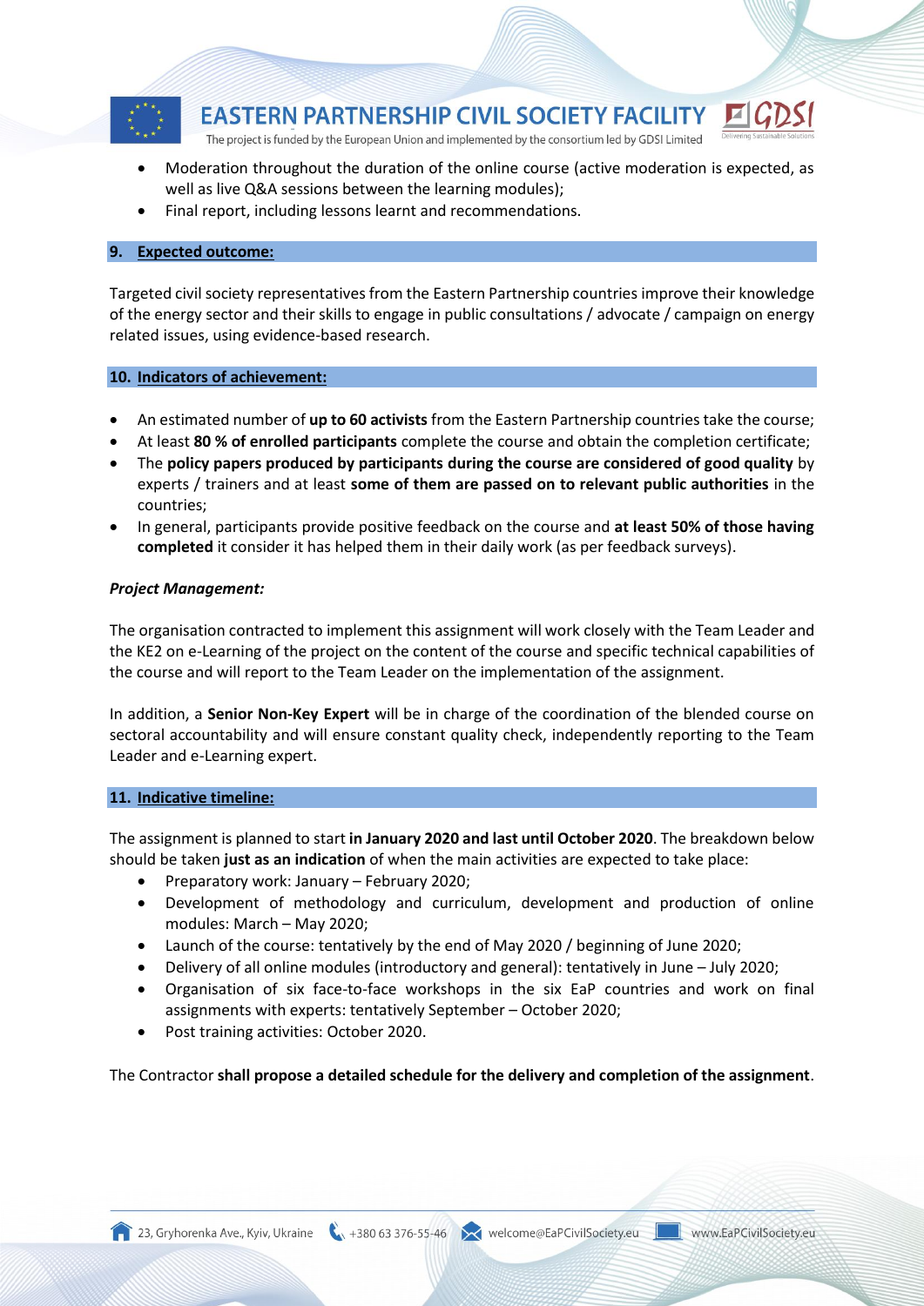- Moderation throughout the duration of the online course (active moderation is expected, as well as live Q&A sessions between the learning modules);
- Final report, including lessons learnt and recommendations.

## 9. Expected outcome:

Targeted civil society representatives from the Eastern Partnership countries improve their knowledge of the energy sector and their skills to engage in public consultations / advocate / campaign on energy related issues, using evidence-based research.

## 10. Indicators of achievement:

- An estimated number of **up to 60 activists** from the Eastern Partnership countries take the course;
- At least **80 % of enrolled participants** complete the course and obtain the completion certificate;
- The **policy papers produced by participants during the course are considered of good quality** by experts / trainers and at least **some of them are passed on to relevant public authorities** in the countries;
- In general, participants provide positive feedback on the course and **at least 50% of those having completed** it consider it has helped them in their daily work (as per feedback surveys).

***Project Management:***

The organisation contracted to implement this assignment will work closely with the Team Leader and the KE2 on e-Learning of the project on the content of the course and specific technical capabilities of the course and will report to the Team Leader on the implementation of the assignment.

In addition, a **Senior Non-Key Expert** will be in charge of the coordination of the blended course on sectoral accountability and will ensure constant quality check, independently reporting to the Team Leader and e-Learning expert.

## 11. Indicative timeline:

The assignment is planned to start **in January 2020 and last until October 2020**. The breakdown below should be taken **just as an indication** of when the main activities are expected to take place:

- Preparatory work: January – February 2020;
- Development of methodology and curriculum, development and production of online modules: March – May 2020;
- Launch of the course: tentatively by the end of May 2020 / beginning of June 2020;
- Delivery of all online modules (introductory and general): tentatively in June – July 2020;
- Organisation of six face-to-face workshops in the six EaP countries and work on final assignments with experts: tentatively September – October 2020;
- Post training activities: October 2020.

The Contractor **shall propose a detailed schedule for the delivery and completion of the assignment**.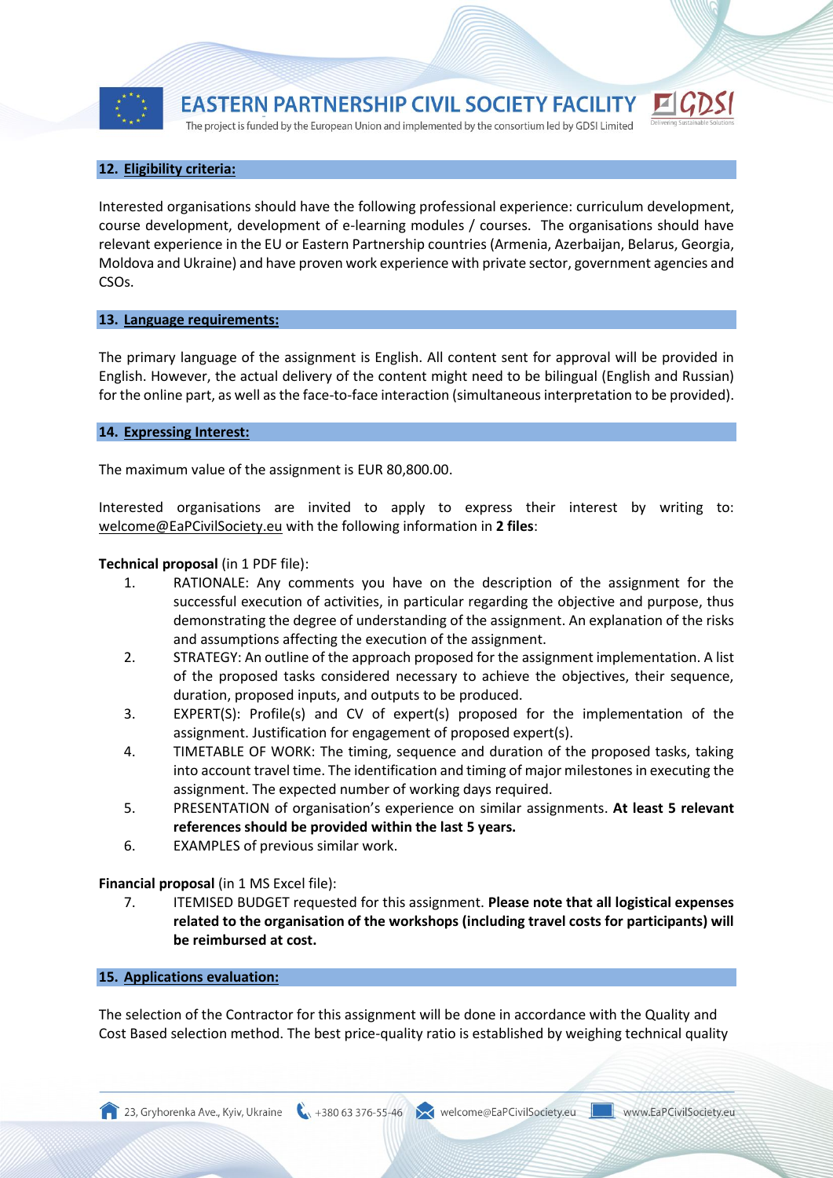## 12. Eligibility criteria:

Interested organisations should have the following professional experience: curriculum development, course development, development of e-learning modules / courses. The organisations should have relevant experience in the EU or Eastern Partnership countries (Armenia, Azerbaijan, Belarus, Georgia, Moldova and Ukraine) and have proven work experience with private sector, government agencies and CSOs.

## 13. Language requirements:

The primary language of the assignment is English. All content sent for approval will be provided in English. However, the actual delivery of the content might need to be bilingual (English and Russian) for the online part, as well as the face-to-face interaction (simultaneous interpretation to be provided).

## 14. Expressing Interest:

The maximum value of the assignment is EUR 80,800.00.

Interested organisations are invited to apply to express their interest by writing to: welcome@EaPCivilSociety.eu with the following information in **2 files**:

**Technical proposal** (in 1 PDF file):

1. RATIONALE: Any comments you have on the description of the assignment for the successful execution of activities, in particular regarding the objective and purpose, thus demonstrating the degree of understanding of the assignment. An explanation of the risks and assumptions affecting the execution of the assignment.
2. STRATEGY: An outline of the approach proposed for the assignment implementation. A list of the proposed tasks considered necessary to achieve the objectives, their sequence, duration, proposed inputs, and outputs to be produced.
3. EXPERT(S): Profile(s) and CV of expert(s) proposed for the implementation of the assignment. Justification for engagement of proposed expert(s).
4. TIMETABLE OF WORK: The timing, sequence and duration of the proposed tasks, taking into account travel time. The identification and timing of major milestones in executing the assignment. The expected number of working days required.
5. PRESENTATION of organisation's experience on similar assignments. **At least 5 relevant references should be provided within the last 5 years.**
6. EXAMPLES of previous similar work.

**Financial proposal** (in 1 MS Excel file):

7. ITEMISED BUDGET requested for this assignment. **Please note that all logistical expenses related to the organisation of the workshops (including travel costs for participants) will be reimbursed at cost.**

## 15. Applications evaluation:

The selection of the Contractor for this assignment will be done in accordance with the Quality and Cost Based selection method. The best price-quality ratio is established by weighing technical quality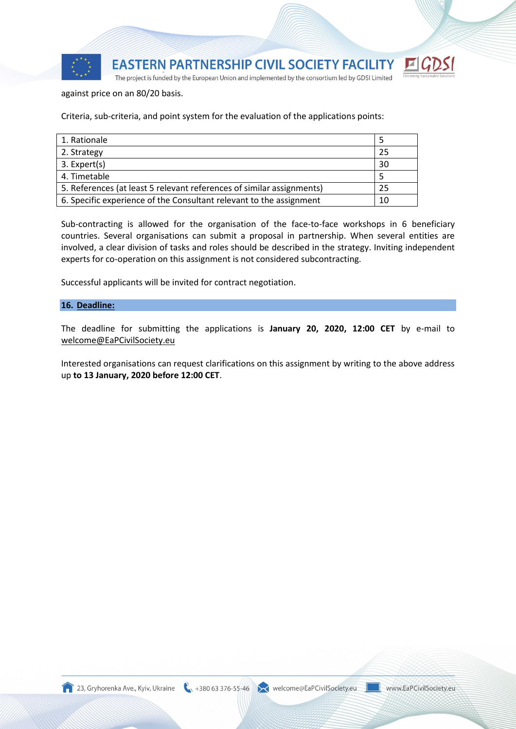against price on an 80/20 basis.

Criteria, sub-criteria, and point system for the evaluation of the applications points:

| | |
|---|---|
| 1. Rationale | 5 |
| 2. Strategy | 25 |
| 3. Expert(s) | 30 |
| 4. Timetable | 5 |
| 5. References (at least 5 relevant references of similar assignments) | 25 |
| 6. Specific experience of the Consultant relevant to the assignment | 10 |

Sub-contracting is allowed for the organisation of the face-to-face workshops in 6 beneficiary countries. Several organisations can submit a proposal in partnership. When several entities are involved, a clear division of tasks and roles should be described in the strategy. Inviting independent experts for co-operation on this assignment is not considered subcontracting.

Successful applicants will be invited for contract negotiation.

## 16. Deadline:

The deadline for submitting the applications is **January 20, 2020, 12:00 CET** by e-mail to welcome@EaPCivilSociety.eu

Interested organisations can request clarifications on this assignment by writing to the above address up **to 13 January, 2020 before 12:00 CET**.